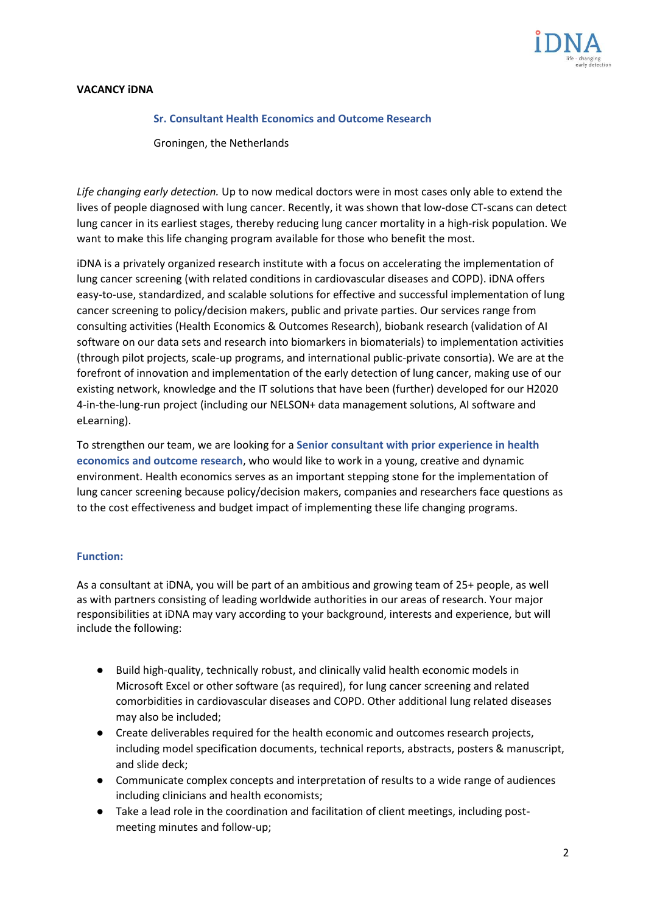**VACANCY iDNA**

**Sr. Consultant Health Economics and Outcome Research**

Groningen, the Netherlands

*Life changing early detection.* Up to now medical doctors were in most cases only able to extend the lives of people diagnosed with lung cancer. Recently, it was shown that low-dose CT-scans can detect lung cancer in its earliest stages, thereby reducing lung cancer mortality in a high-risk population. We want to make this life changing program available for those who benefit the most.

iDNA is a privately organized research institute with a focus on accelerating the implementation of lung cancer screening (with related conditions in cardiovascular diseases and COPD). iDNA offers easy-to-use, standardized, and scalable solutions for effective and successful implementation of lung cancer screening to policy/decision makers, public and private parties. Our services range from consulting activities (Health Economics & Outcomes Research), biobank research (validation of AI software on our data sets and research into biomarkers in biomaterials) to implementation activities (through pilot projects, scale-up programs, and international public-private consortia). We are at the forefront of innovation and implementation of the early detection of lung cancer, making use of our existing network, knowledge and the IT solutions that have been (further) developed for our H2020 4-in-the-lung-run project (including our NELSON+ data management solutions, AI software and eLearning).

To strengthen our team, we are looking for a **Senior consultant with prior experience in health economics and outcome research**, who would like to work in a young, creative and dynamic environment. Health economics serves as an important stepping stone for the implementation of lung cancer screening because policy/decision makers, companies and researchers face questions as to the cost effectiveness and budget impact of implementing these life changing programs.

## Function:

As a consultant at iDNA, you will be part of an ambitious and growing team of 25+ people, as well as with partners consisting of leading worldwide authorities in our areas of research. Your major responsibilities at iDNA may vary according to your background, interests and experience, but will include the following:

- Build high-quality, technically robust, and clinically valid health economic models in Microsoft Excel or other software (as required), for lung cancer screening and related comorbidities in cardiovascular diseases and COPD. Other additional lung related diseases may also be included;
- Create deliverables required for the health economic and outcomes research projects, including model specification documents, technical reports, abstracts, posters & manuscript, and slide deck;
- Communicate complex concepts and interpretation of results to a wide range of audiences including clinicians and health economists;
- Take a lead role in the coordination and facilitation of client meetings, including post-meeting minutes and follow-up;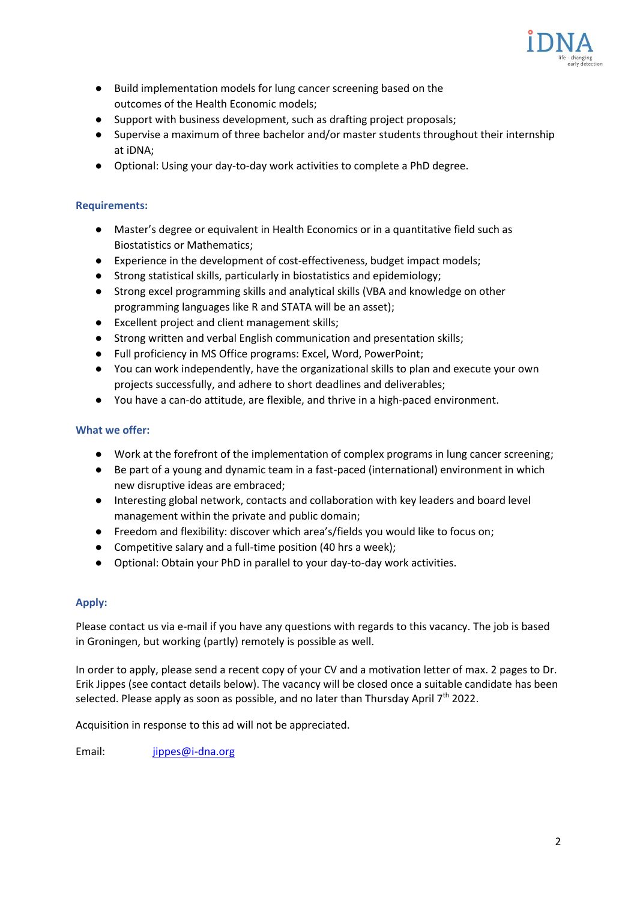- Build implementation models for lung cancer screening based on the outcomes of the Health Economic models;
- Support with business development, such as drafting project proposals;
- Supervise a maximum of three bachelor and/or master students throughout their internship at iDNA;
- Optional: Using your day-to-day work activities to complete a PhD degree.

### Requirements:

- Master's degree or equivalent in Health Economics or in a quantitative field such as Biostatistics or Mathematics;
- Experience in the development of cost-effectiveness, budget impact models;
- Strong statistical skills, particularly in biostatistics and epidemiology;
- Strong excel programming skills and analytical skills (VBA and knowledge on other programming languages like R and STATA will be an asset);
- Excellent project and client management skills;
- Strong written and verbal English communication and presentation skills;
- Full proficiency in MS Office programs: Excel, Word, PowerPoint;
- You can work independently, have the organizational skills to plan and execute your own projects successfully, and adhere to short deadlines and deliverables;
- You have a can-do attitude, are flexible, and thrive in a high-paced environment.

### What we offer:

- Work at the forefront of the implementation of complex programs in lung cancer screening;
- Be part of a young and dynamic team in a fast-paced (international) environment in which new disruptive ideas are embraced;
- Interesting global network, contacts and collaboration with key leaders and board level management within the private and public domain;
- Freedom and flexibility: discover which area's/fields you would like to focus on;
- Competitive salary and a full-time position (40 hrs a week);
- Optional: Obtain your PhD in parallel to your day-to-day work activities.

### Apply:

Please contact us via e-mail if you have any questions with regards to this vacancy. The job is based in Groningen, but working (partly) remotely is possible as well.

In order to apply, please send a recent copy of your CV and a motivation letter of max. 2 pages to Dr. Erik Jippes (see contact details below). The vacancy will be closed once a suitable candidate has been selected. Please apply as soon as possible, and no later than Thursday April 7th 2022.

Acquisition in response to this ad will not be appreciated.

Email: jippes@i-dna.org